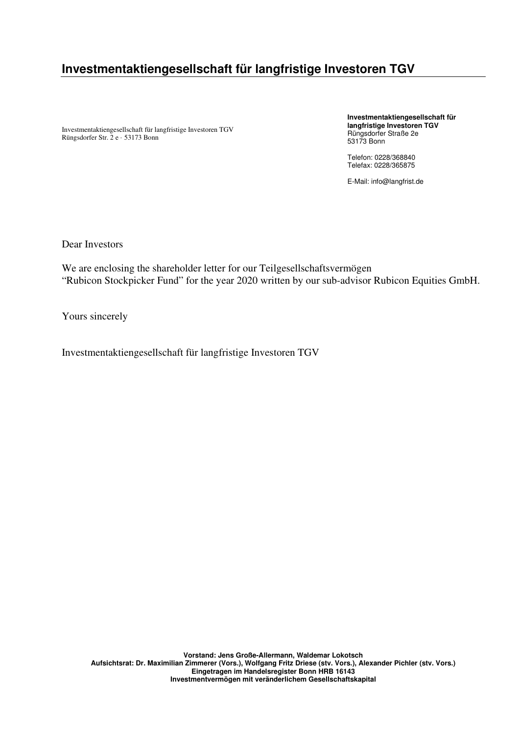# Investmentaktiengesellschaft für langfristige Investoren TGV

Investmentaktiengesellschaft für langfristige Investoren TGV
Rüngsdorfer Str. 2 e · 53173 Bonn

**Investmentaktiengesellschaft für langfristige Investoren TGV**
Rüngsdorfer Straße 2e
53173 Bonn

Telefon: 0228/368840
Telefax: 0228/365875

E-Mail: info@langfrist.de

Dear Investors

We are enclosing the shareholder letter for our Teilgesellschaftsvermögen "Rubicon Stockpicker Fund" for the year 2020 written by our sub-advisor Rubicon Equities GmbH.

Yours sincerely

Investmentaktiengesellschaft für langfristige Investoren TGV

**Vorstand: Jens Große-Allermann, Waldemar Lokotsch**
**Aufsichtsrat: Dr. Maximilian Zimmerer (Vors.), Wolfgang Fritz Driese (stv. Vors.), Alexander Pichler (stv. Vors.)**
**Eingetragen im Handelsregister Bonn HRB 16143**
**Investmentvermögen mit veränderlichem Gesellschaftskapital**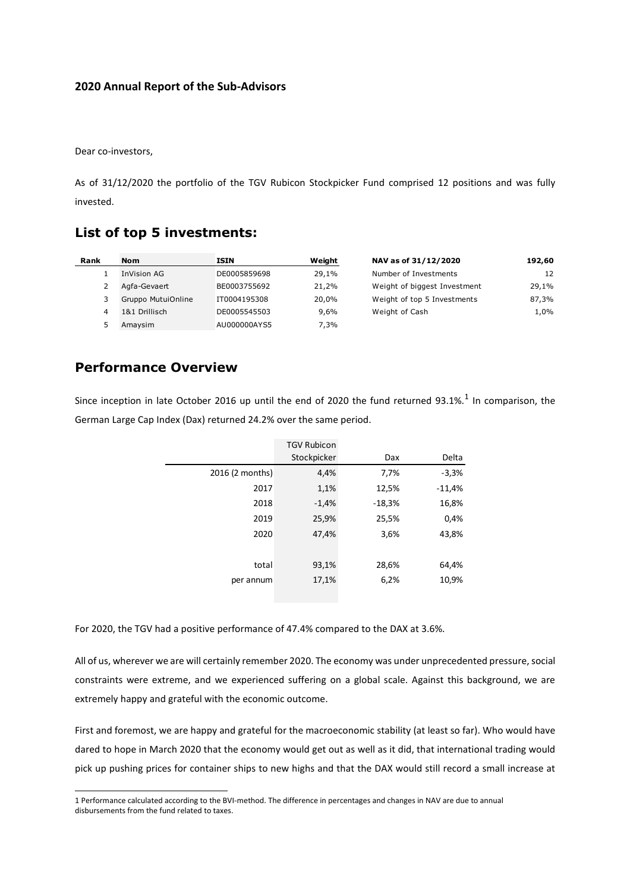### 2020 Annual Report of the Sub-Advisors

Dear co-investors,

As of 31/12/2020 the portfolio of the TGV Rubicon Stockpicker Fund comprised 12 positions and was fully invested.

## List of top 5 investments:

| Rank | Nom | ISIN | Weight |
|---|---|---|---|
| 1 | InVision AG | DE0005859698 | 29,1% |
| 2 | Agfa-Gevaert | BE0003755692 | 21,2% |
| 3 | Gruppo MutuiOnline | IT0004195308 | 20,0% |
| 4 | 1&1 Drillisch | DE0005545503 | 9,6% |
| 5 | Amaysim | AU000000AYS5 | 7,3% |

| NAV as of 31/12/2020 | 192,60 |
|---|---|
| Number of Investments | 12 |
| Weight of biggest Investment | 29,1% |
| Weight of top 5 Investments | 87,3% |
| Weight of Cash | 1,0% |

## Performance Overview

Since inception in late October 2016 up until the end of 2020 the fund returned 93.1%.[1] In comparison, the German Large Cap Index (Dax) returned 24.2% over the same period.

| | TGV Rubicon Stockpicker | Dax | Delta |
|---|---|---|---|
| 2016 (2 months) | 4,4% | 7,7% | -3,3% |
| 2017 | 1,1% | 12,5% | -11,4% |
| 2018 | -1,4% | -18,3% | 16,8% |
| 2019 | 25,9% | 25,5% | 0,4% |
| 2020 | 47,4% | 3,6% | 43,8% |
| total | 93,1% | 28,6% | 64,4% |
| per annum | 17,1% | 6,2% | 10,9% |

For 2020, the TGV had a positive performance of 47.4% compared to the DAX at 3.6%.

All of us, wherever we are will certainly remember 2020. The economy was under unprecedented pressure, social constraints were extreme, and we experienced suffering on a global scale. Against this background, we are extremely happy and grateful with the economic outcome.

First and foremost, we are happy and grateful for the macroeconomic stability (at least so far). Who would have dared to hope in March 2020 that the economy would get out as well as it did, that international trading would pick up pushing prices for container ships to new highs and that the DAX would still record a small increase at

1 Performance calculated according to the BVI-method. The difference in percentages and changes in NAV are due to annual disbursements from the fund related to taxes.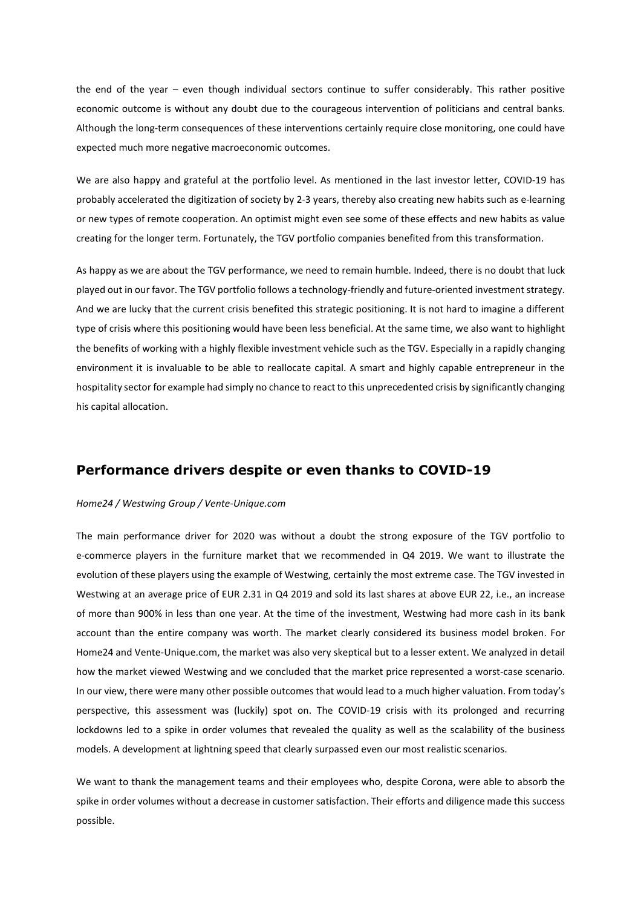the end of the year – even though individual sectors continue to suffer considerably. This rather positive economic outcome is without any doubt due to the courageous intervention of politicians and central banks. Although the long-term consequences of these interventions certainly require close monitoring, one could have expected much more negative macroeconomic outcomes.

We are also happy and grateful at the portfolio level. As mentioned in the last investor letter, COVID-19 has probably accelerated the digitization of society by 2-3 years, thereby also creating new habits such as e-learning or new types of remote cooperation. An optimist might even see some of these effects and new habits as value creating for the longer term. Fortunately, the TGV portfolio companies benefited from this transformation.

As happy as we are about the TGV performance, we need to remain humble. Indeed, there is no doubt that luck played out in our favor. The TGV portfolio follows a technology-friendly and future-oriented investment strategy. And we are lucky that the current crisis benefited this strategic positioning. It is not hard to imagine a different type of crisis where this positioning would have been less beneficial. At the same time, we also want to highlight the benefits of working with a highly flexible investment vehicle such as the TGV. Especially in a rapidly changing environment it is invaluable to be able to reallocate capital. A smart and highly capable entrepreneur in the hospitality sector for example had simply no chance to react to this unprecedented crisis by significantly changing his capital allocation.

## Performance drivers despite or even thanks to COVID-19

*Home24 / Westwing Group / Vente-Unique.com*

The main performance driver for 2020 was without a doubt the strong exposure of the TGV portfolio to e-commerce players in the furniture market that we recommended in Q4 2019. We want to illustrate the evolution of these players using the example of Westwing, certainly the most extreme case. The TGV invested in Westwing at an average price of EUR 2.31 in Q4 2019 and sold its last shares at above EUR 22, i.e., an increase of more than 900% in less than one year. At the time of the investment, Westwing had more cash in its bank account than the entire company was worth. The market clearly considered its business model broken. For Home24 and Vente-Unique.com, the market was also very skeptical but to a lesser extent. We analyzed in detail how the market viewed Westwing and we concluded that the market price represented a worst-case scenario. In our view, there were many other possible outcomes that would lead to a much higher valuation. From today's perspective, this assessment was (luckily) spot on. The COVID-19 crisis with its prolonged and recurring lockdowns led to a spike in order volumes that revealed the quality as well as the scalability of the business models. A development at lightning speed that clearly surpassed even our most realistic scenarios.

We want to thank the management teams and their employees who, despite Corona, were able to absorb the spike in order volumes without a decrease in customer satisfaction. Their efforts and diligence made this success possible.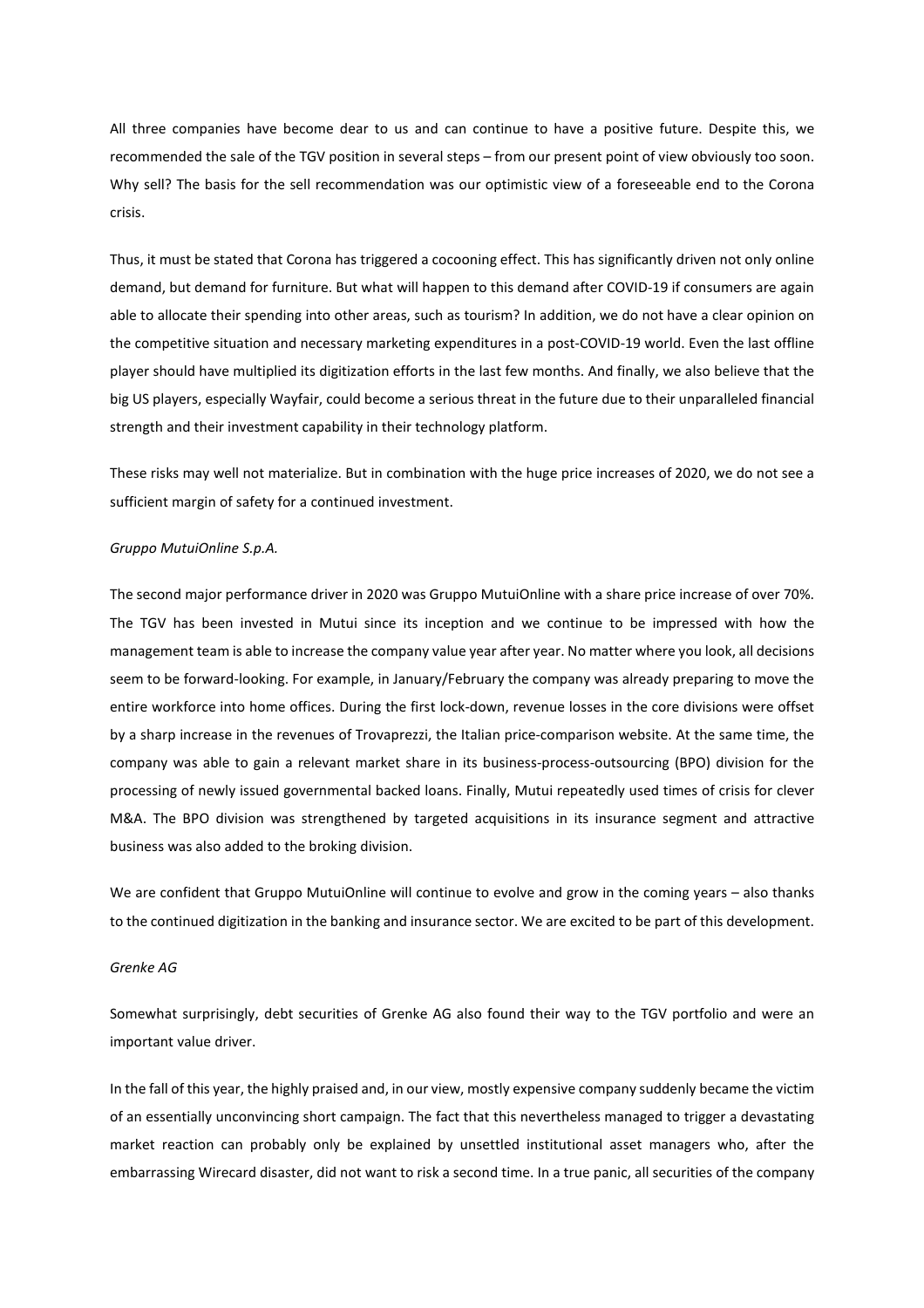All three companies have become dear to us and can continue to have a positive future. Despite this, we recommended the sale of the TGV position in several steps – from our present point of view obviously too soon. Why sell? The basis for the sell recommendation was our optimistic view of a foreseeable end to the Corona crisis.

Thus, it must be stated that Corona has triggered a cocooning effect. This has significantly driven not only online demand, but demand for furniture. But what will happen to this demand after COVID-19 if consumers are again able to allocate their spending into other areas, such as tourism? In addition, we do not have a clear opinion on the competitive situation and necessary marketing expenditures in a post-COVID-19 world. Even the last offline player should have multiplied its digitization efforts in the last few months. And finally, we also believe that the big US players, especially Wayfair, could become a serious threat in the future due to their unparalleled financial strength and their investment capability in their technology platform.

These risks may well not materialize. But in combination with the huge price increases of 2020, we do not see a sufficient margin of safety for a continued investment.

*Gruppo MutuiOnline S.p.A.*

The second major performance driver in 2020 was Gruppo MutuiOnline with a share price increase of over 70%. The TGV has been invested in Mutui since its inception and we continue to be impressed with how the management team is able to increase the company value year after year. No matter where you look, all decisions seem to be forward-looking. For example, in January/February the company was already preparing to move the entire workforce into home offices. During the first lock-down, revenue losses in the core divisions were offset by a sharp increase in the revenues of Trovaprezzi, the Italian price-comparison website. At the same time, the company was able to gain a relevant market share in its business-process-outsourcing (BPO) division for the processing of newly issued governmental backed loans. Finally, Mutui repeatedly used times of crisis for clever M&A. The BPO division was strengthened by targeted acquisitions in its insurance segment and attractive business was also added to the broking division.

We are confident that Gruppo MutuiOnline will continue to evolve and grow in the coming years – also thanks to the continued digitization in the banking and insurance sector. We are excited to be part of this development.

*Grenke AG*

Somewhat surprisingly, debt securities of Grenke AG also found their way to the TGV portfolio and were an important value driver.

In the fall of this year, the highly praised and, in our view, mostly expensive company suddenly became the victim of an essentially unconvincing short campaign. The fact that this nevertheless managed to trigger a devastating market reaction can probably only be explained by unsettled institutional asset managers who, after the embarrassing Wirecard disaster, did not want to risk a second time. In a true panic, all securities of the company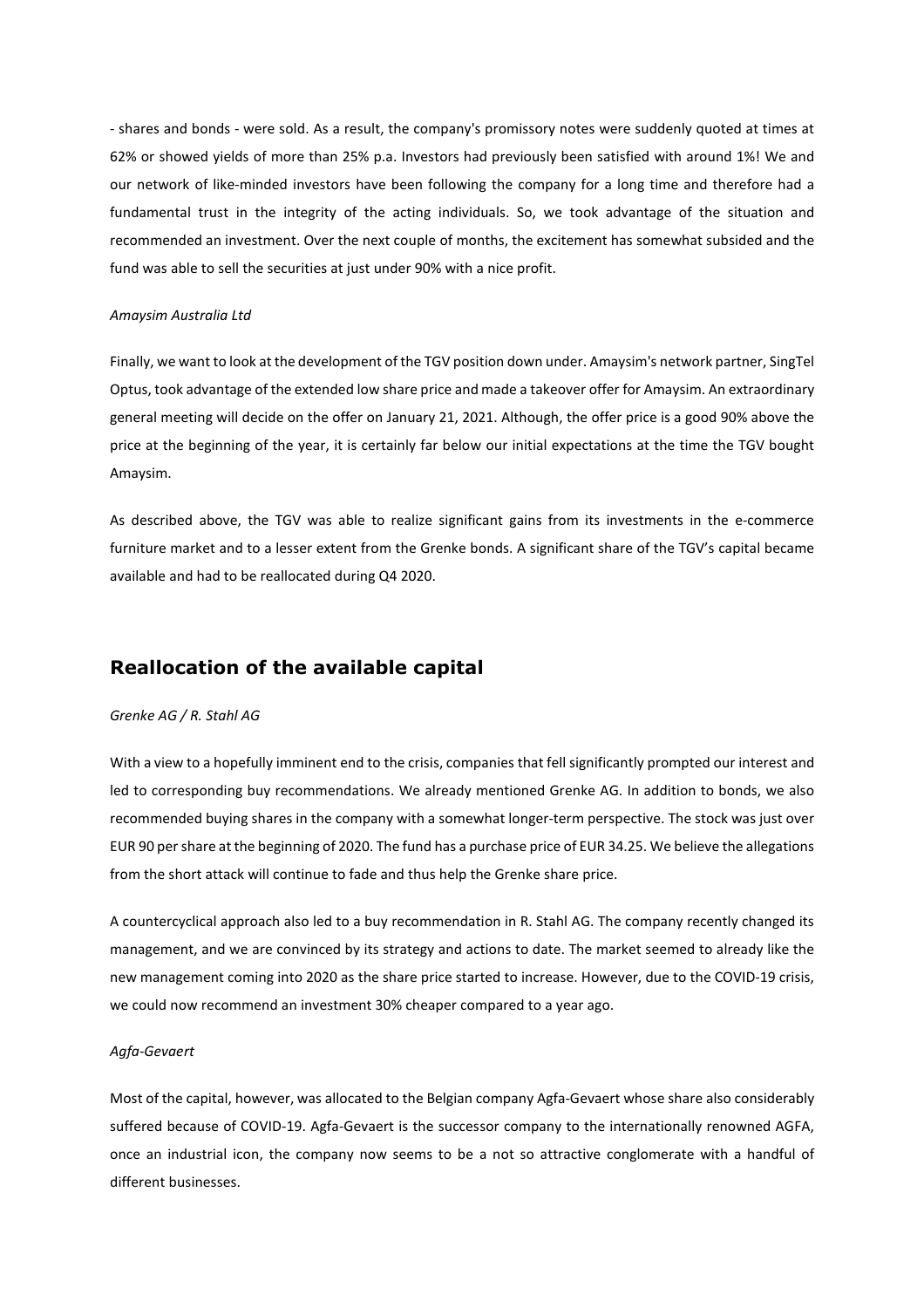- shares and bonds - were sold. As a result, the company's promissory notes were suddenly quoted at times at 62% or showed yields of more than 25% p.a. Investors had previously been satisfied with around 1%! We and our network of like-minded investors have been following the company for a long time and therefore had a fundamental trust in the integrity of the acting individuals. So, we took advantage of the situation and recommended an investment. Over the next couple of months, the excitement has somewhat subsided and the fund was able to sell the securities at just under 90% with a nice profit.

*Amaysim Australia Ltd*

Finally, we want to look at the development of the TGV position down under. Amaysim's network partner, SingTel Optus, took advantage of the extended low share price and made a takeover offer for Amaysim. An extraordinary general meeting will decide on the offer on January 21, 2021. Although, the offer price is a good 90% above the price at the beginning of the year, it is certainly far below our initial expectations at the time the TGV bought Amaysim.

As described above, the TGV was able to realize significant gains from its investments in the e-commerce furniture market and to a lesser extent from the Grenke bonds. A significant share of the TGV's capital became available and had to be reallocated during Q4 2020.

## Reallocation of the available capital

*Grenke AG / R. Stahl AG*

With a view to a hopefully imminent end to the crisis, companies that fell significantly prompted our interest and led to corresponding buy recommendations. We already mentioned Grenke AG. In addition to bonds, we also recommended buying shares in the company with a somewhat longer-term perspective. The stock was just over EUR 90 per share at the beginning of 2020. The fund has a purchase price of EUR 34.25. We believe the allegations from the short attack will continue to fade and thus help the Grenke share price.

A countercyclical approach also led to a buy recommendation in R. Stahl AG. The company recently changed its management, and we are convinced by its strategy and actions to date. The market seemed to already like the new management coming into 2020 as the share price started to increase. However, due to the COVID-19 crisis, we could now recommend an investment 30% cheaper compared to a year ago.

*Agfa-Gevaert*

Most of the capital, however, was allocated to the Belgian company Agfa-Gevaert whose share also considerably suffered because of COVID-19. Agfa-Gevaert is the successor company to the internationally renowned AGFA, once an industrial icon, the company now seems to be a not so attractive conglomerate with a handful of different businesses.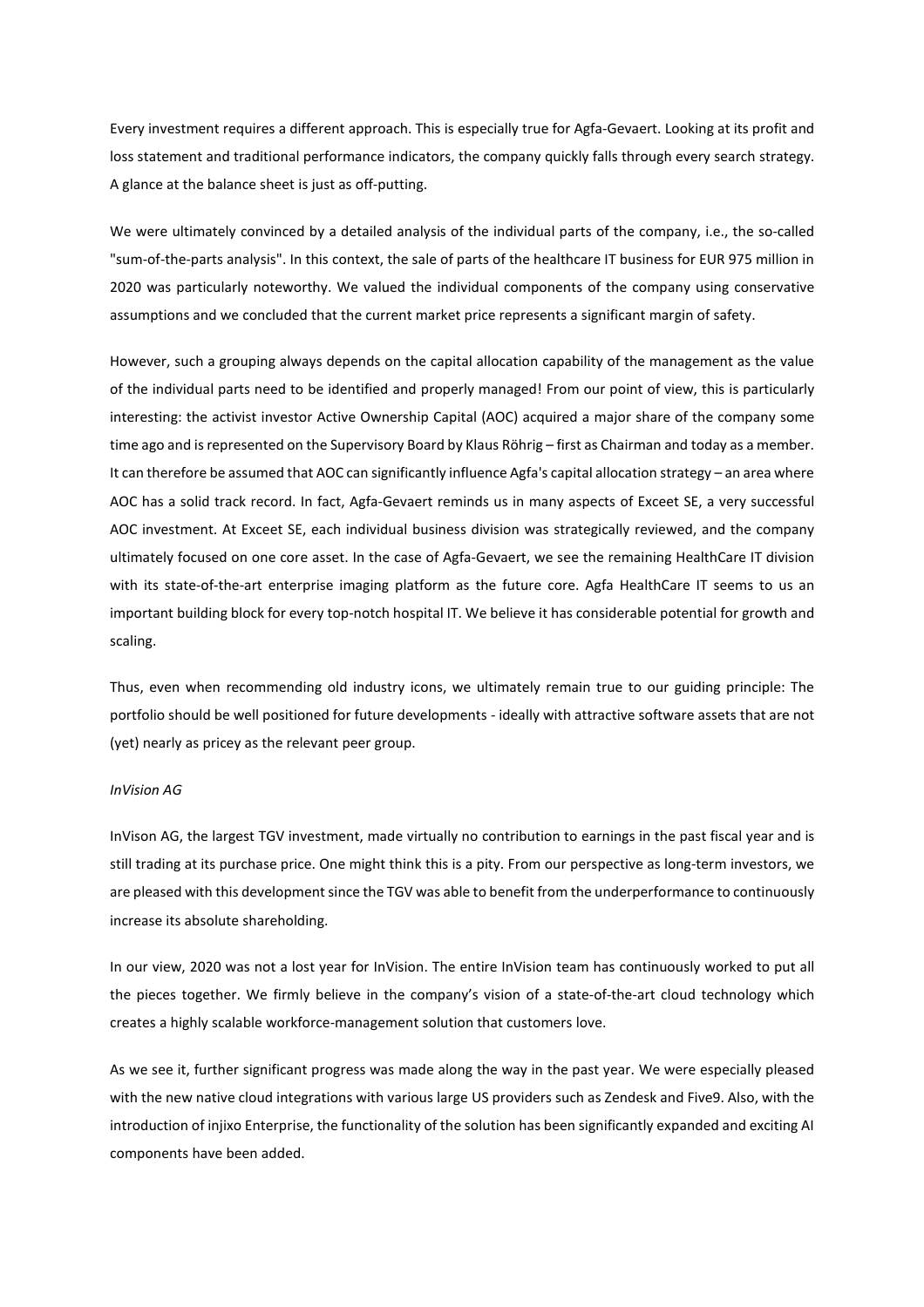Every investment requires a different approach. This is especially true for Agfa-Gevaert. Looking at its profit and loss statement and traditional performance indicators, the company quickly falls through every search strategy. A glance at the balance sheet is just as off-putting.

We were ultimately convinced by a detailed analysis of the individual parts of the company, i.e., the so-called "sum-of-the-parts analysis". In this context, the sale of parts of the healthcare IT business for EUR 975 million in 2020 was particularly noteworthy. We valued the individual components of the company using conservative assumptions and we concluded that the current market price represents a significant margin of safety.

However, such a grouping always depends on the capital allocation capability of the management as the value of the individual parts need to be identified and properly managed! From our point of view, this is particularly interesting: the activist investor Active Ownership Capital (AOC) acquired a major share of the company some time ago and is represented on the Supervisory Board by Klaus Röhrig – first as Chairman and today as a member. It can therefore be assumed that AOC can significantly influence Agfa's capital allocation strategy – an area where AOC has a solid track record. In fact, Agfa-Gevaert reminds us in many aspects of Exceet SE, a very successful AOC investment. At Exceet SE, each individual business division was strategically reviewed, and the company ultimately focused on one core asset. In the case of Agfa-Gevaert, we see the remaining HealthCare IT division with its state-of-the-art enterprise imaging platform as the future core. Agfa HealthCare IT seems to us an important building block for every top-notch hospital IT. We believe it has considerable potential for growth and scaling.

Thus, even when recommending old industry icons, we ultimately remain true to our guiding principle: The portfolio should be well positioned for future developments - ideally with attractive software assets that are not (yet) nearly as pricey as the relevant peer group.

*InVision AG*

InVison AG, the largest TGV investment, made virtually no contribution to earnings in the past fiscal year and is still trading at its purchase price. One might think this is a pity. From our perspective as long-term investors, we are pleased with this development since the TGV was able to benefit from the underperformance to continuously increase its absolute shareholding.

In our view, 2020 was not a lost year for InVision. The entire InVision team has continuously worked to put all the pieces together. We firmly believe in the company's vision of a state-of-the-art cloud technology which creates a highly scalable workforce-management solution that customers love.

As we see it, further significant progress was made along the way in the past year. We were especially pleased with the new native cloud integrations with various large US providers such as Zendesk and Five9. Also, with the introduction of injixo Enterprise, the functionality of the solution has been significantly expanded and exciting AI components have been added.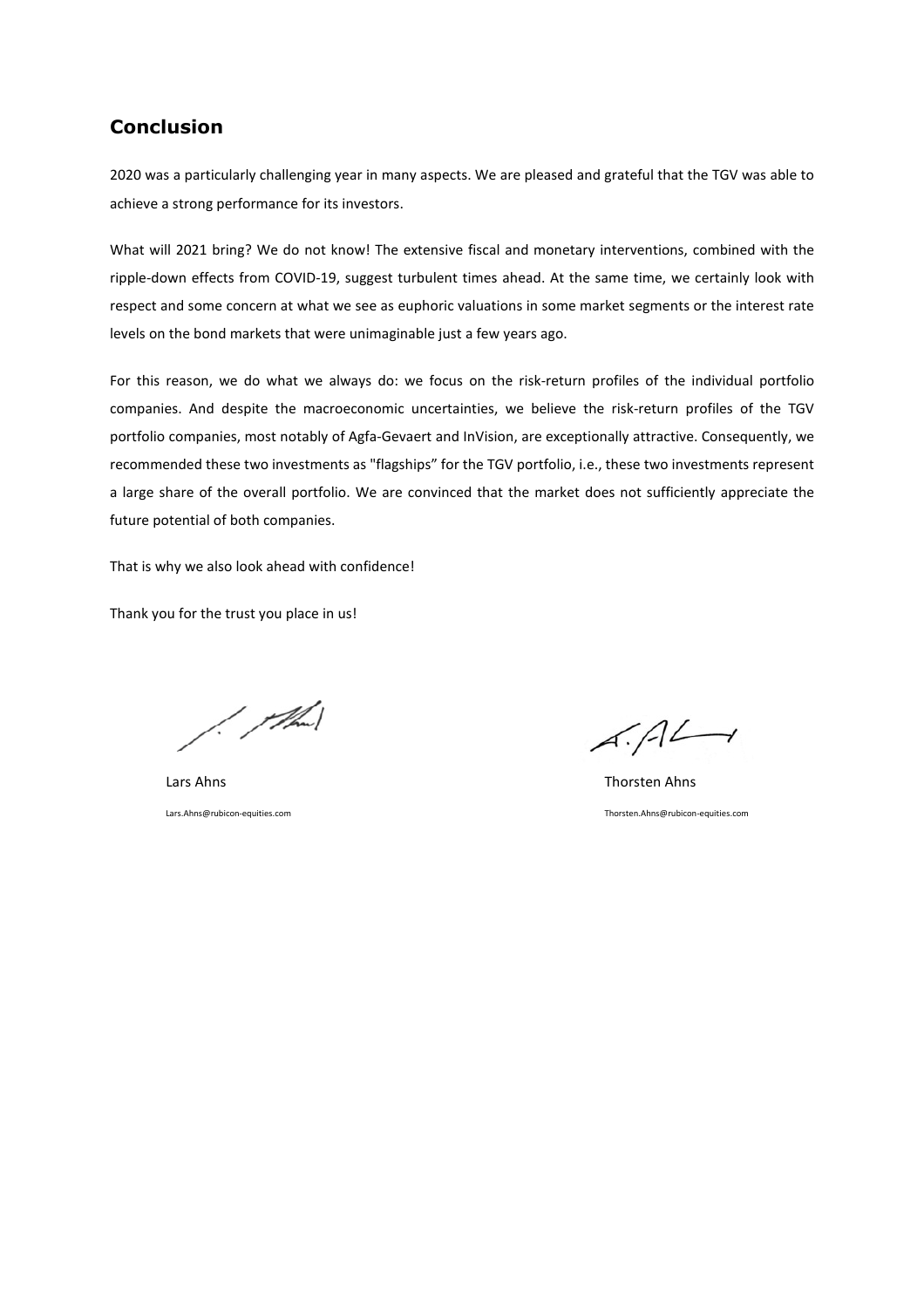## Conclusion

2020 was a particularly challenging year in many aspects. We are pleased and grateful that the TGV was able to achieve a strong performance for its investors.

What will 2021 bring? We do not know! The extensive fiscal and monetary interventions, combined with the ripple-down effects from COVID-19, suggest turbulent times ahead. At the same time, we certainly look with respect and some concern at what we see as euphoric valuations in some market segments or the interest rate levels on the bond markets that were unimaginable just a few years ago.

For this reason, we do what we always do: we focus on the risk-return profiles of the individual portfolio companies. And despite the macroeconomic uncertainties, we believe the risk-return profiles of the TGV portfolio companies, most notably of Agfa-Gevaert and InVision, are exceptionally attractive. Consequently, we recommended these two investments as "flagships" for the TGV portfolio, i.e., these two investments represent a large share of the overall portfolio. We are convinced that the market does not sufficiently appreciate the future potential of both companies.

That is why we also look ahead with confidence!

Thank you for the trust you place in us!

Lars Ahns
Lars.Ahns@rubicon-equities.com

Thorsten Ahns
Thorsten.Ahns@rubicon-equities.com